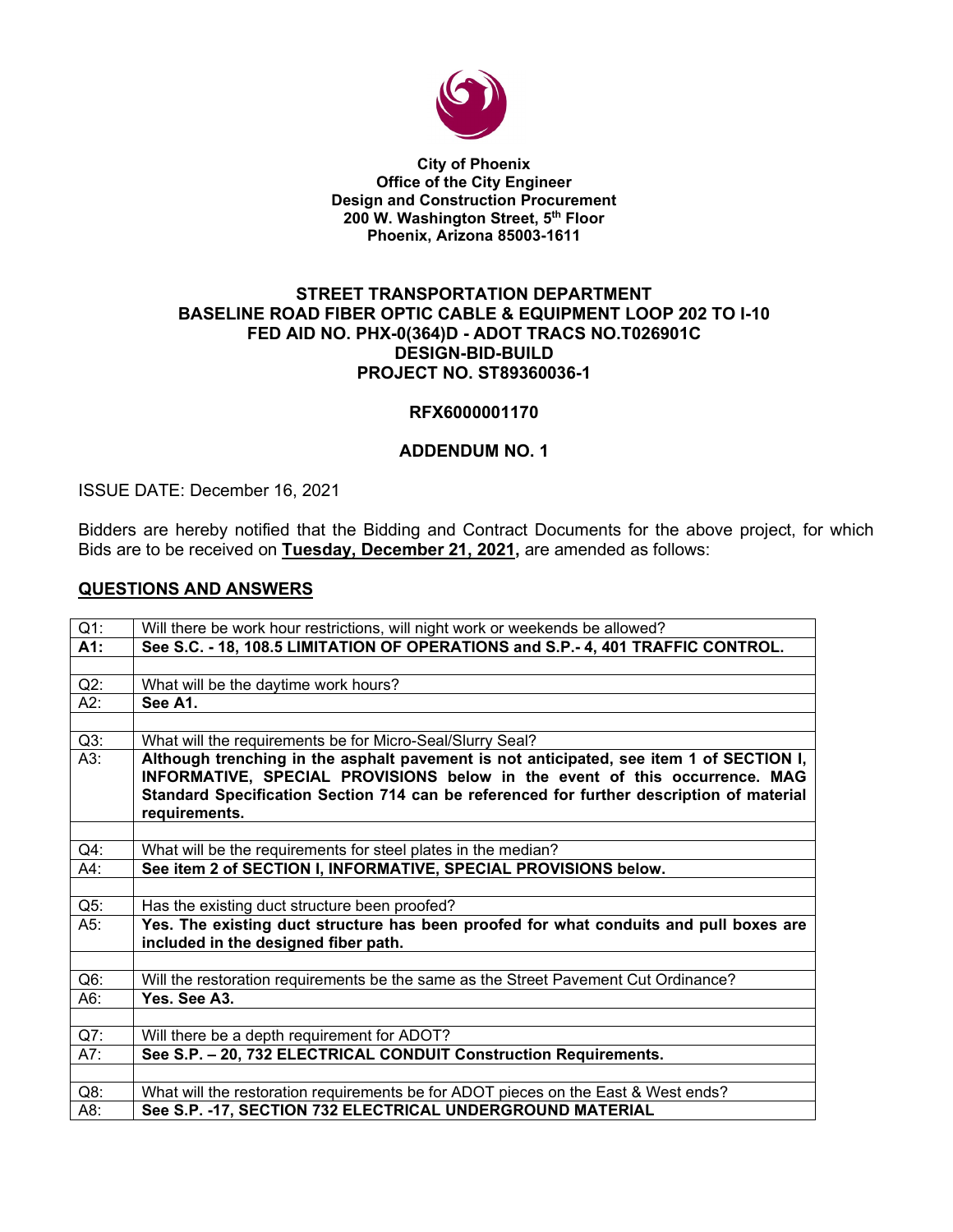**City of Phoenix**
**Office of the City Engineer**
**Design and Construction Procurement**
**200 W. Washington Street, 5th Floor**
**Phoenix, Arizona 85003-1611**

## STREET TRANSPORTATION DEPARTMENT
## BASELINE ROAD FIBER OPTIC CABLE & EQUIPMENT LOOP 202 TO I-10
## FED AID NO. PHX-0(364)D - ADOT TRACS NO.T026901C
## DESIGN-BID-BUILD
## PROJECT NO. ST89360036-1

### RFX6000001170

### ADDENDUM NO. 1

ISSUE DATE: December 16, 2021

Bidders are hereby notified that the Bidding and Contract Documents for the above project, for which Bids are to be received on **Tuesday, December 21, 2021,** are amended as follows:

## QUESTIONS AND ANSWERS

| | |
|---|---|
| Q1: | Will there be work hour restrictions, will night work or weekends be allowed? |
| **A1:** | **See S.C. - 18, 108.5 LIMITATION OF OPERATIONS and S.P.- 4, 401 TRAFFIC CONTROL.** |
| | |
| Q2: | What will be the daytime work hours? |
| A2: | **See A1.** |
| | |
| Q3: | What will the requirements be for Micro-Seal/Slurry Seal? |
| A3: | **Although trenching in the asphalt pavement is not anticipated, see item 1 of SECTION I, INFORMATIVE, SPECIAL PROVISIONS below in the event of this occurrence. MAG Standard Specification Section 714 can be referenced for further description of material requirements.** |
| | |
| Q4: | What will be the requirements for steel plates in the median? |
| A4: | **See item 2 of SECTION I, INFORMATIVE, SPECIAL PROVISIONS below.** |
| | |
| Q5: | Has the existing duct structure been proofed? |
| A5: | **Yes. The existing duct structure has been proofed for what conduits and pull boxes are included in the designed fiber path.** |
| | |
| Q6: | Will the restoration requirements be the same as the Street Pavement Cut Ordinance? |
| A6: | **Yes. See A3.** |
| | |
| Q7: | Will there be a depth requirement for ADOT? |
| A7: | **See S.P. – 20, 732 ELECTRICAL CONDUIT Construction Requirements.** |
| | |
| Q8: | What will the restoration requirements be for ADOT pieces on the East & West ends? |
| A8: | **See S.P. -17, SECTION 732 ELECTRICAL UNDERGROUND MATERIAL** |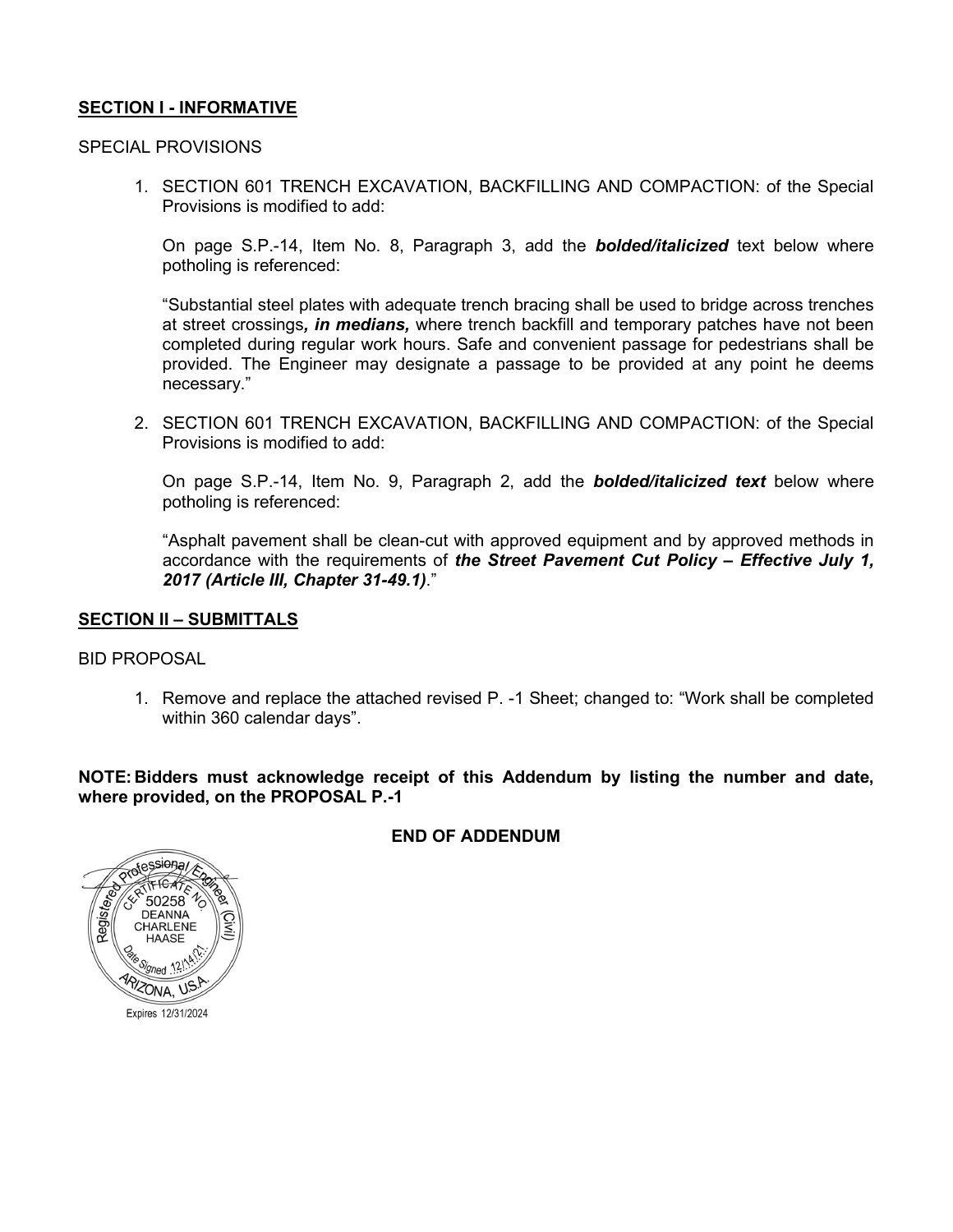**SECTION I - INFORMATIVE**

SPECIAL PROVISIONS

1. SECTION 601 TRENCH EXCAVATION, BACKFILLING AND COMPACTION: of the Special Provisions is modified to add:

   On page S.P.-14, Item No. 8, Paragraph 3, add the ***bolded/italicized*** text below where potholing is referenced:

   "Substantial steel plates with adequate trench bracing shall be used to bridge across trenches at street crossings***, in medians,*** where trench backfill and temporary patches have not been completed during regular work hours. Safe and convenient passage for pedestrians shall be provided. The Engineer may designate a passage to be provided at any point he deems necessary."

2. SECTION 601 TRENCH EXCAVATION, BACKFILLING AND COMPACTION: of the Special Provisions is modified to add:

   On page S.P.-14, Item No. 9, Paragraph 2, add the ***bolded/italicized text*** below where potholing is referenced:

   "Asphalt pavement shall be clean-cut with approved equipment and by approved methods in accordance with the requirements of ***the Street Pavement Cut Policy – Effective July 1, 2017 (Article III, Chapter 31-49.1)***."

**SECTION II – SUBMITTALS**

BID PROPOSAL

1. Remove and replace the attached revised P. -1 Sheet; changed to: "Work shall be completed within 360 calendar days".

**NOTE: Bidders must acknowledge receipt of this Addendum by listing the number and date, where provided, on the PROPOSAL P.-1**

**END OF ADDENDUM**

Registered Professional Engineer (Civil)
CERTIFICATE NO. 50258
DEANNA CHARLENE HAASE
Date Signed 12/14/21
ARIZONA, U.S.A.
Expires 12/31/2024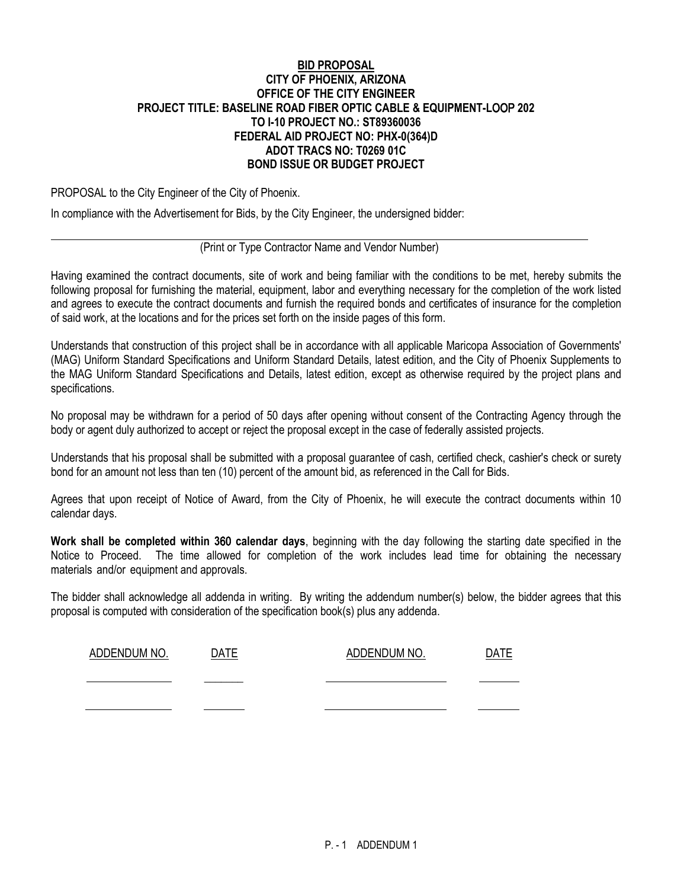**BID PROPOSAL**
**CITY OF PHOENIX, ARIZONA**
**OFFICE OF THE CITY ENGINEER**
**PROJECT TITLE: BASELINE ROAD FIBER OPTIC CABLE & EQUIPMENT-LOOP 202 TO I-10 PROJECT NO.: ST89360036**
**FEDERAL AID PROJECT NO: PHX-0(364)D**
**ADOT TRACS NO: T0269 01C**
**BOND ISSUE OR BUDGET PROJECT**

PROPOSAL to the City Engineer of the City of Phoenix.

In compliance with the Advertisement for Bids, by the City Engineer, the undersigned bidder:

______________________________________________________________________________

(Print or Type Contractor Name and Vendor Number)

Having examined the contract documents, site of work and being familiar with the conditions to be met, hereby submits the following proposal for furnishing the material, equipment, labor and everything necessary for the completion of the work listed and agrees to execute the contract documents and furnish the required bonds and certificates of insurance for the completion of said work, at the locations and for the prices set forth on the inside pages of this form.

Understands that construction of this project shall be in accordance with all applicable Maricopa Association of Governments' (MAG) Uniform Standard Specifications and Uniform Standard Details, latest edition, and the City of Phoenix Supplements to the MAG Uniform Standard Specifications and Details, latest edition, except as otherwise required by the project plans and specifications.

No proposal may be withdrawn for a period of 50 days after opening without consent of the Contracting Agency through the body or agent duly authorized to accept or reject the proposal except in the case of federally assisted projects.

Understands that his proposal shall be submitted with a proposal guarantee of cash, certified check, cashier's check or surety bond for an amount not less than ten (10) percent of the amount bid, as referenced in the Call for Bids.

Agrees that upon receipt of Notice of Award, from the City of Phoenix, he will execute the contract documents within 10 calendar days.

**Work shall be completed within 360 calendar days**, beginning with the day following the starting date specified in the Notice to Proceed. The time allowed for completion of the work includes lead time for obtaining the necessary materials and/or equipment and approvals.

The bidder shall acknowledge all addenda in writing. By writing the addendum number(s) below, the bidder agrees that this proposal is computed with consideration of the specification book(s) plus any addenda.

| ADDENDUM NO. | DATE | ADDENDUM NO. | DATE |
| --- | --- | --- | --- |
| | | | |
| | | | |

P. - 1 ADDENDUM 1